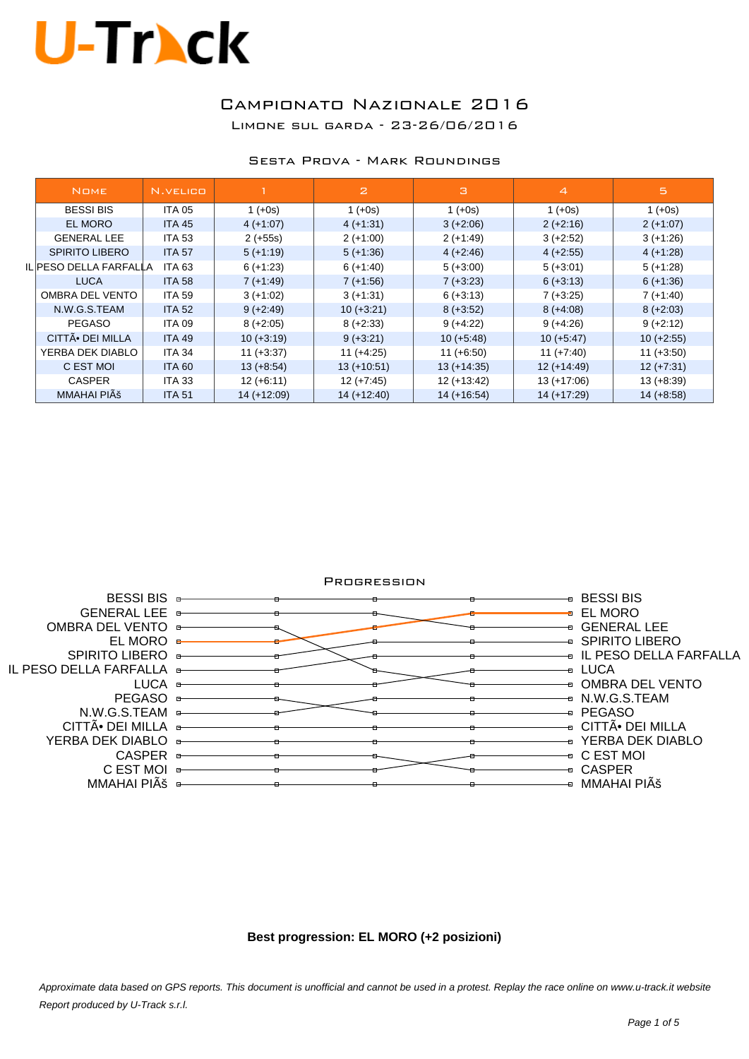# U-Track

## Campionato Nazionale 2016

Limone sul Garda - 23-26/06/2016

### Sesta Prova - Mark Roundings

| Nome | N.velico | 1 | 2 | 3 | 4 | 5 |
|---|---|---|---|---|---|---|
| BESSI BIS | ITA 05 | 1 (+0s) | 1 (+0s) | 1 (+0s) | 1 (+0s) | 1 (+0s) |
| EL MORO | ITA 45 | 4 (+1:07) | 4 (+1:31) | 3 (+2:06) | 2 (+2:16) | 2 (+1:07) |
| GENERAL LEE | ITA 53 | 2 (+55s) | 2 (+1:00) | 2 (+1:49) | 3 (+2:52) | 3 (+1:26) |
| SPIRITO LIBERO | ITA 57 | 5 (+1:19) | 5 (+1:36) | 4 (+2:46) | 4 (+2:55) | 4 (+1:28) |
| IL PESO DELLA FARFALLA | ITA 63 | 6 (+1:23) | 6 (+1:40) | 5 (+3:00) | 5 (+3:01) | 5 (+1:28) |
| LUCA | ITA 58 | 7 (+1:49) | 7 (+1:56) | 7 (+3:23) | 6 (+3:13) | 6 (+1:36) |
| OMBRA DEL VENTO | ITA 59 | 3 (+1:02) | 3 (+1:31) | 6 (+3:13) | 7 (+3:25) | 7 (+1:40) |
| N.W.G.S.TEAM | ITA 52 | 9 (+2:49) | 10 (+3:21) | 8 (+3:52) | 8 (+4:08) | 8 (+2:03) |
| PEGASO | ITA 09 | 8 (+2:05) | 8 (+2:33) | 9 (+4:22) | 9 (+4:26) | 9 (+2:12) |
| CITTÃ• DEI MILLA | ITA 49 | 10 (+3:19) | 9 (+3:21) | 10 (+5:48) | 10 (+5:47) | 10 (+2:55) |
| YERBA DEK DIABLO | ITA 34 | 11 (+3:37) | 11 (+4:25) | 11 (+6:50) | 11 (+7:40) | 11 (+3:50) |
| C EST MOI | ITA 60 | 13 (+8:54) | 13 (+10:51) | 13 (+14:35) | 12 (+14:49) | 12 (+7:31) |
| CASPER | ITA 33 | 12 (+6:11) | 12 (+7:45) | 12 (+13:42) | 13 (+17:06) | 13 (+8:39) |
| MMAHAI PIÃš | ITA 51 | 14 (+12:09) | 14 (+12:40) | 14 (+16:54) | 14 (+17:29) | 14 (+8:58) |

### Progression

**Best progression: EL MORO (+2 posizioni)**

*Approximate data based on GPS reports. This document is unofficial and cannot be used in a protest. Replay the race online on www.u-track.it website*

*Report produced by U-Track s.r.l.*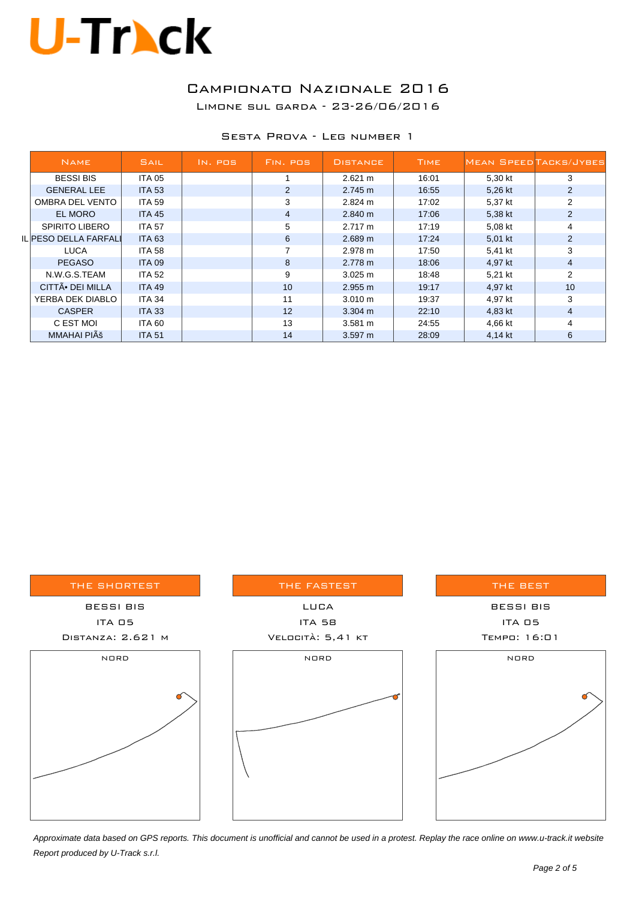# Campionato Nazionale 2016

Limone sul Garda - 23-26/06/2016

## Sesta Prova - Leg number 1

| Name | Sail | In. pos | Fin. pos | Distance | Time | Mean Speed | Tacks/Jybes |
|---|---|---|---|---|---|---|---|
| BESSI BIS | ITA 05 | | 1 | 2.621 m | 16:01 | 5,30 kt | 3 |
| GENERAL LEE | ITA 53 | | 2 | 2.745 m | 16:55 | 5,26 kt | 2 |
| OMBRA DEL VENTO | ITA 59 | | 3 | 2.824 m | 17:02 | 5,37 kt | 2 |
| EL MORO | ITA 45 | | 4 | 2.840 m | 17:06 | 5,38 kt | 2 |
| SPIRITO LIBERO | ITA 57 | | 5 | 2.717 m | 17:19 | 5,08 kt | 4 |
| IL PESO DELLA FARFALL | ITA 63 | | 6 | 2.689 m | 17:24 | 5,01 kt | 2 |
| LUCA | ITA 58 | | 7 | 2.978 m | 17:50 | 5,41 kt | 3 |
| PEGASO | ITA 09 | | 8 | 2.778 m | 18:06 | 4,97 kt | 4 |
| N.W.G.S.TEAM | ITA 52 | | 9 | 3.025 m | 18:48 | 5,21 kt | 2 |
| CITTÃ• DEI MILLA | ITA 49 | | 10 | 2.955 m | 19:17 | 4,97 kt | 10 |
| YERBA DEK DIABLO | ITA 34 | | 11 | 3.010 m | 19:37 | 4,97 kt | 3 |
| CASPER | ITA 33 | | 12 | 3.304 m | 22:10 | 4,83 kt | 4 |
| C EST MOI | ITA 60 | | 13 | 3.581 m | 24:55 | 4,66 kt | 4 |
| MMAHAI PIÃš | ITA 51 | | 14 | 3.597 m | 28:09 | 4,14 kt | 6 |

| The shortest | The fastest | The best |
|---|---|---|
| BESSI BIS | LUCA | BESSI BIS |
| ITA 05 | ITA 58 | ITA 05 |
| Distanza: 2.621 m | Velocità: 5,41 kt | Tempo: 16:01 |

NORD

NORD

NORD

*Approximate data based on GPS reports. This document is unofficial and cannot be used in a protest. Replay the race online on www.u-track.it website*

*Report produced by U-Track s.r.l.*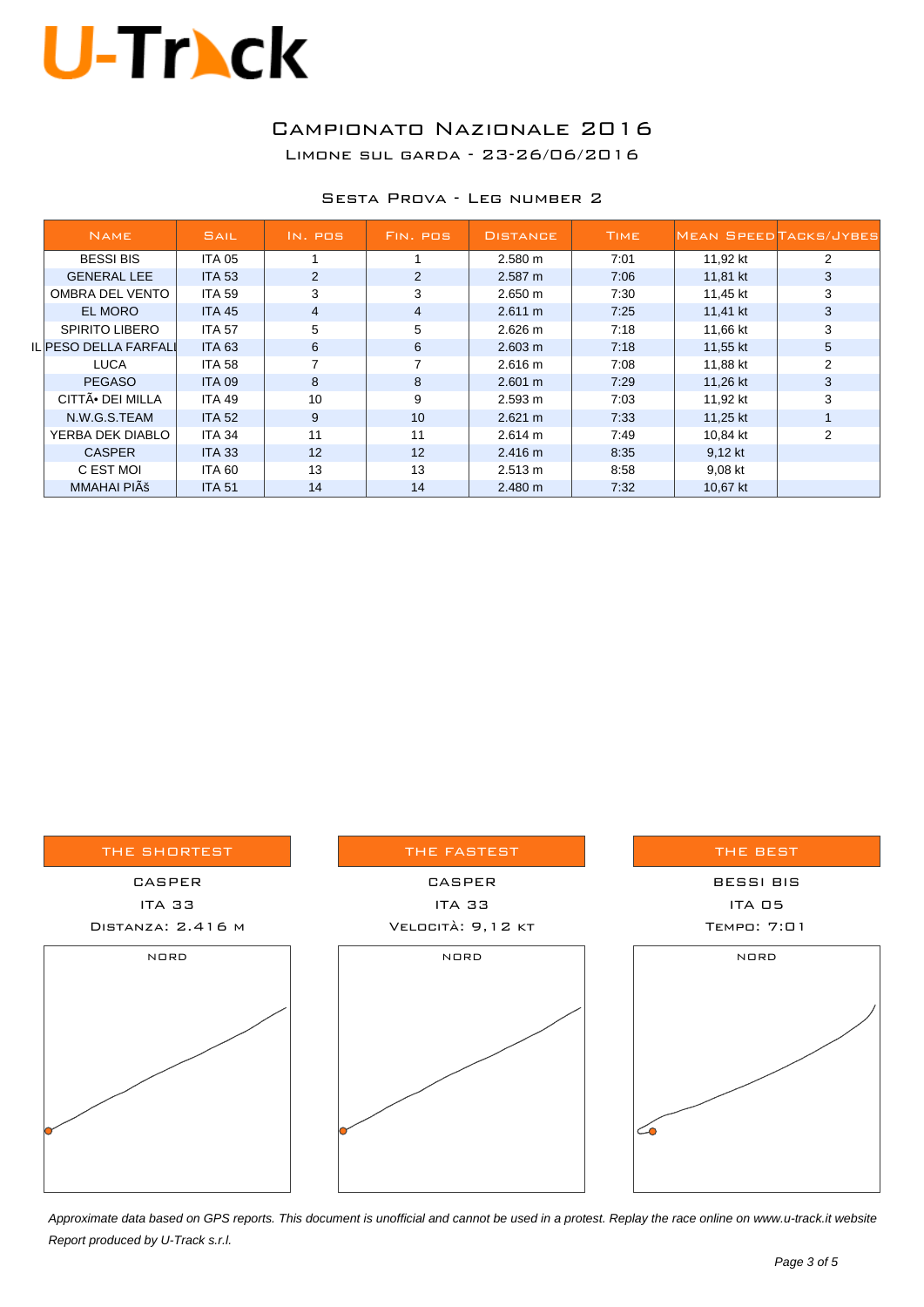# Campionato Nazionale 2016

Limone sul Garda - 23-26/06/2016

## Sesta Prova - Leg number 2

| Name | Sail | In. pos | Fin. pos | Distance | Time | Mean Speed | Tacks/Jybes |
|---|---|---|---|---|---|---|---|
| BESSI BIS | ITA 05 | 1 | 1 | 2.580 m | 7:01 | 11,92 kt | 2 |
| GENERAL LEE | ITA 53 | 2 | 2 | 2.587 m | 7:06 | 11,81 kt | 3 |
| OMBRA DEL VENTO | ITA 59 | 3 | 3 | 2.650 m | 7:30 | 11,45 kt | 3 |
| EL MORO | ITA 45 | 4 | 4 | 2.611 m | 7:25 | 11,41 kt | 3 |
| SPIRITO LIBERO | ITA 57 | 5 | 5 | 2.626 m | 7:18 | 11,66 kt | 3 |
| IL PESO DELLA FARFALL | ITA 63 | 6 | 6 | 2.603 m | 7:18 | 11,55 kt | 5 |
| LUCA | ITA 58 | 7 | 7 | 2.616 m | 7:08 | 11,88 kt | 2 |
| PEGASO | ITA 09 | 8 | 8 | 2.601 m | 7:29 | 11,26 kt | 3 |
| CITTÃ• DEI MILLA | ITA 49 | 10 | 9 | 2.593 m | 7:03 | 11,92 kt | 3 |
| N.W.G.S.TEAM | ITA 52 | 9 | 10 | 2.621 m | 7:33 | 11,25 kt | 1 |
| YERBA DEK DIABLO | ITA 34 | 11 | 11 | 2.614 m | 7:49 | 10,84 kt | 2 |
| CASPER | ITA 33 | 12 | 12 | 2.416 m | 8:35 | 9,12 kt | |
| C EST MOI | ITA 60 | 13 | 13 | 2.513 m | 8:58 | 9,08 kt | |
| MMAHAI PIÃš | ITA 51 | 14 | 14 | 2.480 m | 7:32 | 10,67 kt | |

| The shortest | The fastest | The best |
|---|---|---|
| CASPER | CASPER | BESSI BIS |
| ITA 33 | ITA 33 | ITA 05 |
| Distanza: 2.416 m | Velocità: 9,12 kt | Tempo: 7:01 |

NORD

NORD

NORD

*Approximate data based on GPS reports. This document is unofficial and cannot be used in a protest. Replay the race online on www.u-track.it website*

*Report produced by U-Track s.r.l.*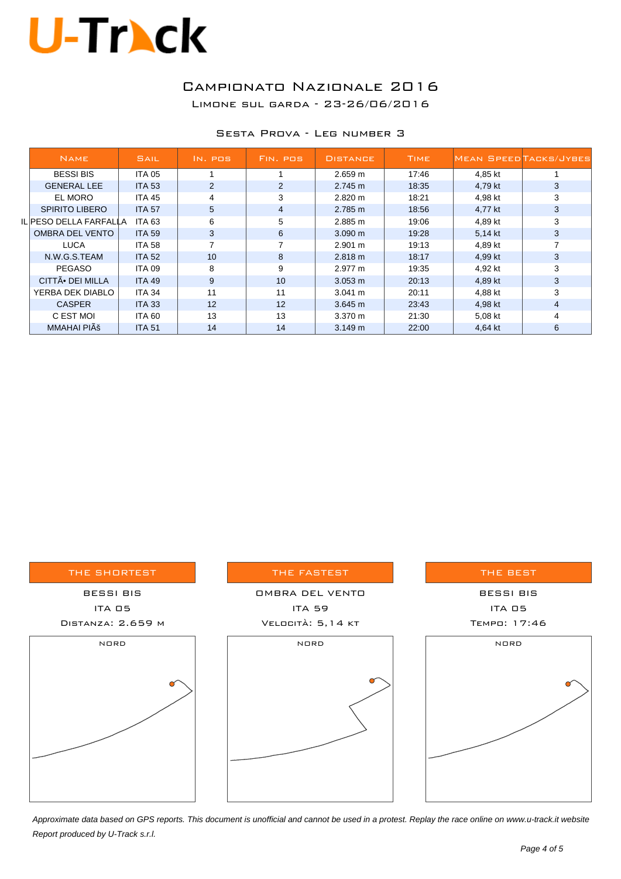# U-Track

## Campionato Nazionale 2016

Limone sul Garda - 23-26/06/2016

### Sesta Prova - Leg number 3

| Name | Sail | In. pos | Fin. pos | Distance | Time | Mean Speed | Tacks/Jybes |
|---|---|---|---|---|---|---|---|
| BESSI BIS | ITA 05 | 1 | 1 | 2.659 m | 17:46 | 4,85 kt | 1 |
| GENERAL LEE | ITA 53 | 2 | 2 | 2.745 m | 18:35 | 4,79 kt | 3 |
| EL MORO | ITA 45 | 4 | 3 | 2.820 m | 18:21 | 4,98 kt | 3 |
| SPIRITO LIBERO | ITA 57 | 5 | 4 | 2.785 m | 18:56 | 4,77 kt | 3 |
| IL PESO DELLA FARFALLA | ITA 63 | 6 | 5 | 2.885 m | 19:06 | 4,89 kt | 3 |
| OMBRA DEL VENTO | ITA 59 | 3 | 6 | 3.090 m | 19:28 | 5,14 kt | 3 |
| LUCA | ITA 58 | 7 | 7 | 2.901 m | 19:13 | 4,89 kt | 7 |
| N.W.G.S.TEAM | ITA 52 | 10 | 8 | 2.818 m | 18:17 | 4,99 kt | 3 |
| PEGASO | ITA 09 | 8 | 9 | 2.977 m | 19:35 | 4,92 kt | 3 |
| CITTÃ• DEI MILLA | ITA 49 | 9 | 10 | 3.053 m | 20:13 | 4,89 kt | 3 |
| YERBA DEK DIABLO | ITA 34 | 11 | 11 | 3.041 m | 20:11 | 4,88 kt | 3 |
| CASPER | ITA 33 | 12 | 12 | 3.645 m | 23:43 | 4,98 kt | 4 |
| C EST MOI | ITA 60 | 13 | 13 | 3.370 m | 21:30 | 5,08 kt | 4 |
| MMAHAI PIÃš | ITA 51 | 14 | 14 | 3.149 m | 22:00 | 4,64 kt | 6 |

| The Shortest | The Fastest | The Best |
|---|---|---|
| BESSI BIS | OMBRA DEL VENTO | BESSI BIS |
| ITA 05 | ITA 59 | ITA 05 |
| Distanza: 2.659 m | Velocità: 5,14 kt | Tempo: 17:46 |

NORD

NORD

NORD

*Approximate data based on GPS reports. This document is unofficial and cannot be used in a protest. Replay the race online on www.u-track.it website*

*Report produced by U-Track s.r.l.*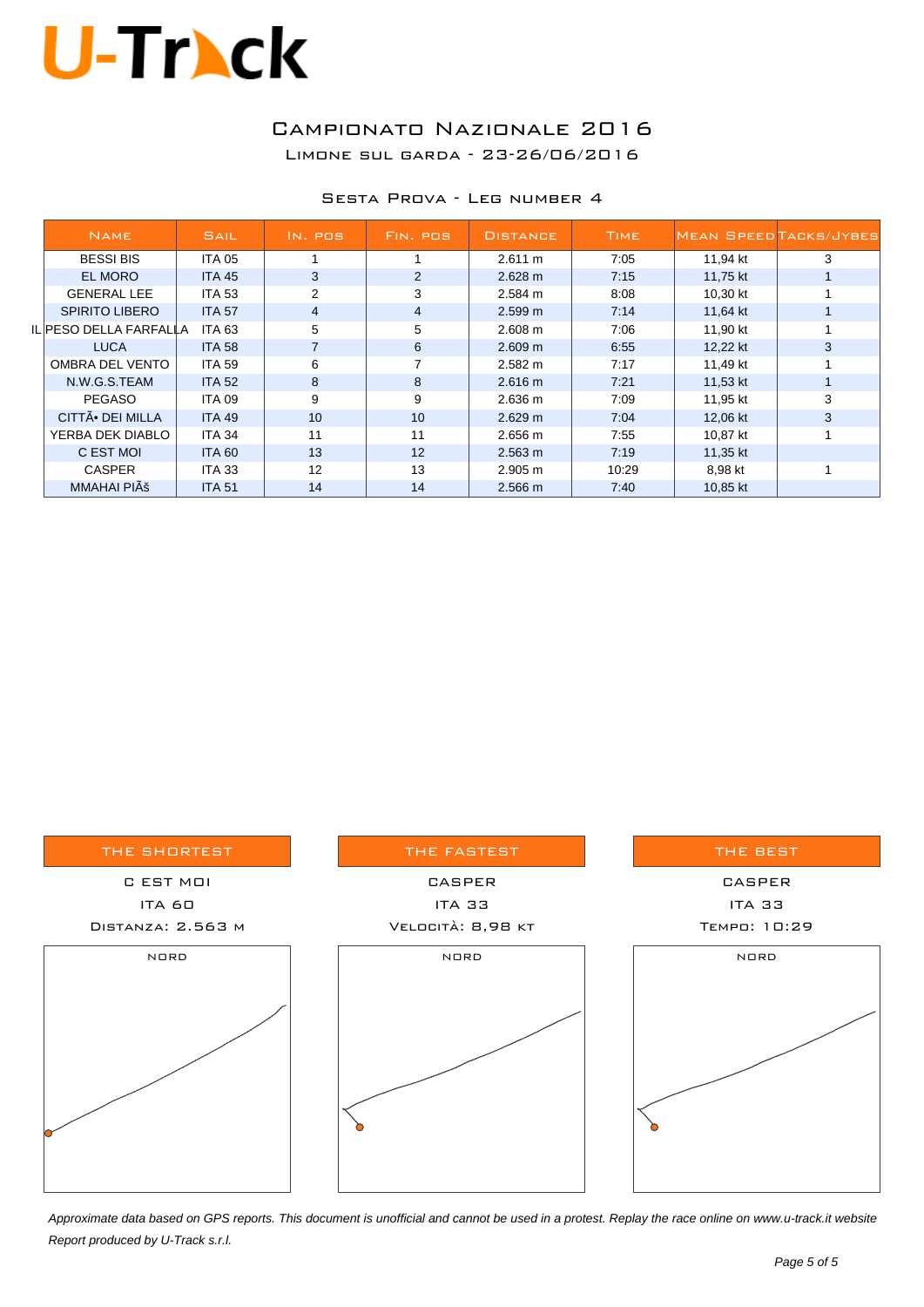# Campionato Nazionale 2016

Limone sul Garda - 23-26/06/2016

### Sesta Prova - Leg number 4

| Name | Sail | In. pos | Fin. pos | Distance | Time | Mean Speed | Tacks/Jybes |
|---|---|---|---|---|---|---|---|
| BESSI BIS | ITA 05 | 1 | 1 | 2.611 m | 7:05 | 11,94 kt | 3 |
| EL MORO | ITA 45 | 3 | 2 | 2.628 m | 7:15 | 11,75 kt | 1 |
| GENERAL LEE | ITA 53 | 2 | 3 | 2.584 m | 8:08 | 10,30 kt | 1 |
| SPIRITO LIBERO | ITA 57 | 4 | 4 | 2.599 m | 7:14 | 11,64 kt | 1 |
| IL PESO DELLA FARFALLA | ITA 63 | 5 | 5 | 2.608 m | 7:06 | 11,90 kt | 1 |
| LUCA | ITA 58 | 7 | 6 | 2.609 m | 6:55 | 12,22 kt | 3 |
| OMBRA DEL VENTO | ITA 59 | 6 | 7 | 2.582 m | 7:17 | 11,49 kt | 1 |
| N.W.G.S.TEAM | ITA 52 | 8 | 8 | 2.616 m | 7:21 | 11,53 kt | 1 |
| PEGASO | ITA 09 | 9 | 9 | 2.636 m | 7:09 | 11,95 kt | 3 |
| CITTÃ• DEI MILLA | ITA 49 | 10 | 10 | 2.629 m | 7:04 | 12,06 kt | 3 |
| YERBA DEK DIABLO | ITA 34 | 11 | 11 | 2.656 m | 7:55 | 10,87 kt | 1 |
| C EST MOI | ITA 60 | 13 | 12 | 2.563 m | 7:19 | 11,35 kt | |
| CASPER | ITA 33 | 12 | 13 | 2.905 m | 10:29 | 8,98 kt | 1 |
| MMAHAI PIÃš | ITA 51 | 14 | 14 | 2.566 m | 7:40 | 10,85 kt | |

**THE SHORTEST**

C EST MOI

ITA 60

Distanza: 2.563 m

NORD

**THE FASTEST**

CASPER

ITA 33

Velocità: 8,98 kt

NORD

**THE BEST**

CASPER

ITA 33

Tempo: 10:29

NORD

*Approximate data based on GPS reports. This document is unofficial and cannot be used in a protest. Replay the race online on www.u-track.it website*

*Report produced by U-Track s.r.l.*